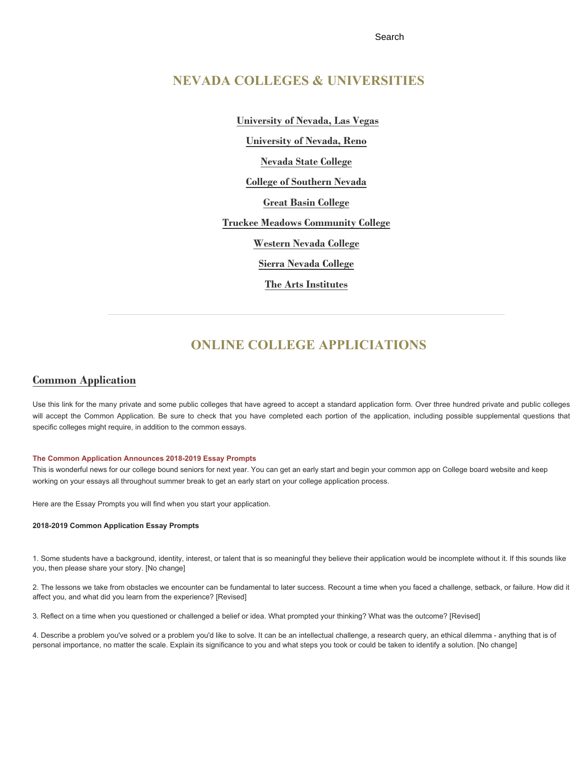Search

## NEVADA COLLEGES & UNIVERSITIES

**University of Nevada, Las Vegas**

**University of Nevada, Reno**

**Nevada State College**

**College of Southern Nevada**

**Great Basin College**

**Truckee Meadows Community College**

**Western Nevada College**

**Sierra Nevada College**

**The Arts Institutes**

---

## ONLINE COLLEGE APPLICIATIONS

### Common Application

Use this link for the many private and some public colleges that have agreed to accept a standard application form. Over three hundred private and public colleges will accept the Common Application. Be sure to check that you have completed each portion of the application, including possible supplemental questions that specific colleges might require, in addition to the common essays.

**The Common Application Announces 2018-2019 Essay Prompts**

This is wonderful news for our college bound seniors for next year. You can get an early start and begin your common app on College board website and keep working on your essays all throughout summer break to get an early start on your college application process.

Here are the Essay Prompts you will find when you start your application.

**2018-2019 Common Application Essay Prompts**

1. Some students have a background, identity, interest, or talent that is so meaningful they believe their application would be incomplete without it. If this sounds like you, then please share your story. [No change]

2. The lessons we take from obstacles we encounter can be fundamental to later success. Recount a time when you faced a challenge, setback, or failure. How did it affect you, and what did you learn from the experience? [Revised]

3. Reflect on a time when you questioned or challenged a belief or idea. What prompted your thinking? What was the outcome? [Revised]

4. Describe a problem you've solved or a problem you'd like to solve. It can be an intellectual challenge, a research query, an ethical dilemma - anything that is of personal importance, no matter the scale. Explain its significance to you and what steps you took or could be taken to identify a solution. [No change]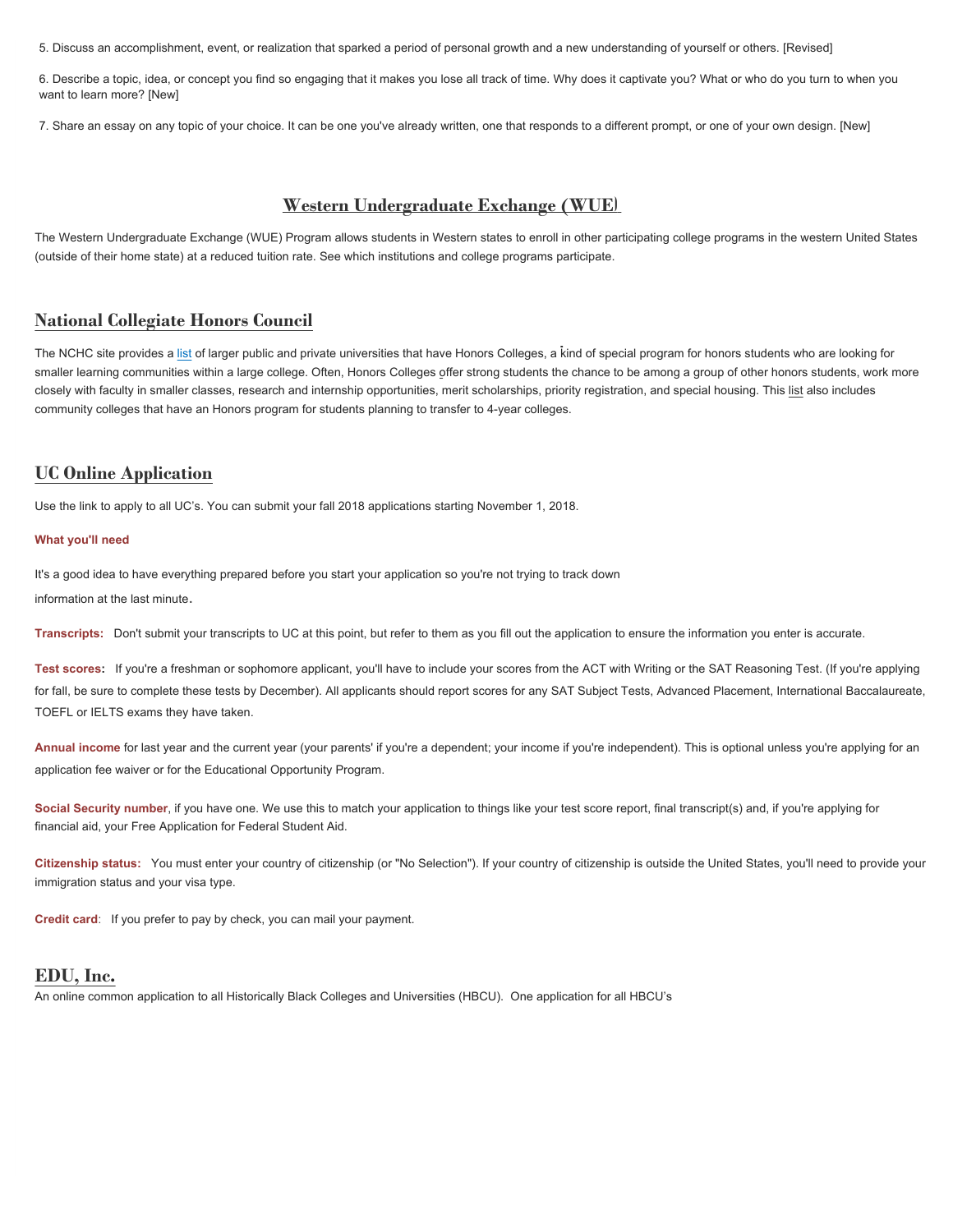5. Discuss an accomplishment, event, or realization that sparked a period of personal growth and a new understanding of yourself or others. [Revised]

6. Describe a topic, idea, or concept you find so engaging that it makes you lose all track of time. Why does it captivate you? What or who do you turn to when you want to learn more? [New]

7. Share an essay on any topic of your choice. It can be one you've already written, one that responds to a different prompt, or one of your own design. [New]

## Western Undergraduate Exchange (WUE)

The Western Undergraduate Exchange (WUE) Program allows students in Western states to enroll in other participating college programs in the western United States (outside of their home state) at a reduced tuition rate. See which institutions and college programs participate.

## National Collegiate Honors Council

The NCHC site provides a list of larger public and private universities that have Honors Colleges, a kind of special program for honors students who are looking for smaller learning communities within a large college. Often, Honors Colleges offer strong students the chance to be among a group of other honors students, work more closely with faculty in smaller classes, research and internship opportunities, merit scholarships, priority registration, and special housing. This list also includes community colleges that have an Honors program for students planning to transfer to 4-year colleges.

## UC Online Application

Use the link to apply to all UC's. You can submit your fall 2018 applications starting November 1, 2018.

**What you'll need**

It's a good idea to have everything prepared before you start your application so you're not trying to track down information at the last minute.

**Transcripts:** Don't submit your transcripts to UC at this point, but refer to them as you fill out the application to ensure the information you enter is accurate.

**Test scores:** If you're a freshman or sophomore applicant, you'll have to include your scores from the ACT with Writing or the SAT Reasoning Test. (If you're applying for fall, be sure to complete these tests by December). All applicants should report scores for any SAT Subject Tests, Advanced Placement, International Baccalaureate, TOEFL or IELTS exams they have taken.

**Annual income** for last year and the current year (your parents' if you're a dependent; your income if you're independent). This is optional unless you're applying for an application fee waiver or for the Educational Opportunity Program.

**Social Security number**, if you have one. We use this to match your application to things like your test score report, final transcript(s) and, if you're applying for financial aid, your Free Application for Federal Student Aid.

**Citizenship status:** You must enter your country of citizenship (or "No Selection"). If your country of citizenship is outside the United States, you'll need to provide your immigration status and your visa type.

**Credit card**: If you prefer to pay by check, you can mail your payment.

## EDU, Inc.

An online common application to all Historically Black Colleges and Universities (HBCU). One application for all HBCU's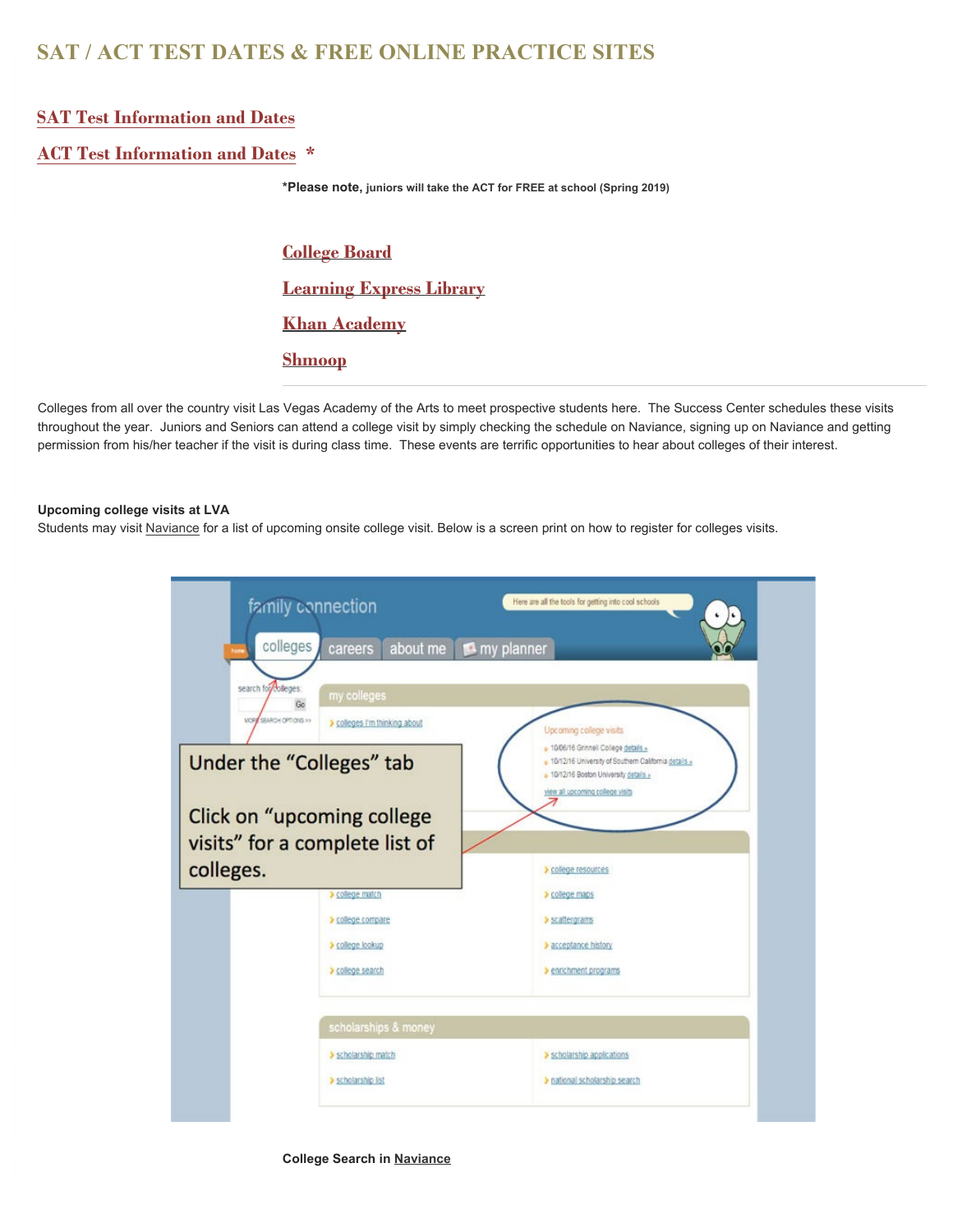# SAT / ACT TEST DATES & FREE ONLINE PRACTICE SITES

## SAT Test Information and Dates

## ACT Test Information and Dates *

***Please note,** juniors will take the ACT for FREE at school (Spring 2019)

### College Board

### Learning Express Library

### Khan Academy

### Shmoop

---

Colleges from all over the country visit Las Vegas Academy of the Arts to meet prospective students here. The Success Center schedules these visits throughout the year. Juniors and Seniors can attend a college visit by simply checking the schedule on Naviance, signing up on Naviance and getting permission from his/her teacher if the visit is during class time. These events are terrific opportunities to hear about colleges of their interest.

**Upcoming college visits at LVA**

Students may visit Naviance for a list of upcoming onsite college visit. Below is a screen print on how to register for colleges visits.

**College Search in Naviance**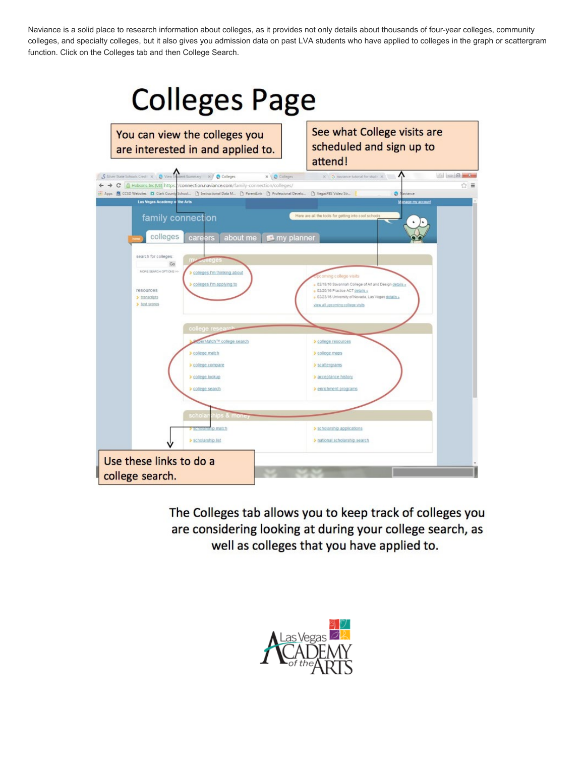Naviance is a solid place to research information about colleges, as it provides not only details about thousands of four-year colleges, community colleges, and specialty colleges, but it also gives you admission data on past LVA students who have applied to colleges in the graph or scattergram function. Click on the Colleges tab and then College Search.

# Colleges Page

You can view the colleges you are interested in and applied to.

See what College visits are scheduled and sign up to attend!

Use these links to do a college search.

The Colleges tab allows you to keep track of colleges you are considering looking at during your college search, as well as colleges that you have applied to.